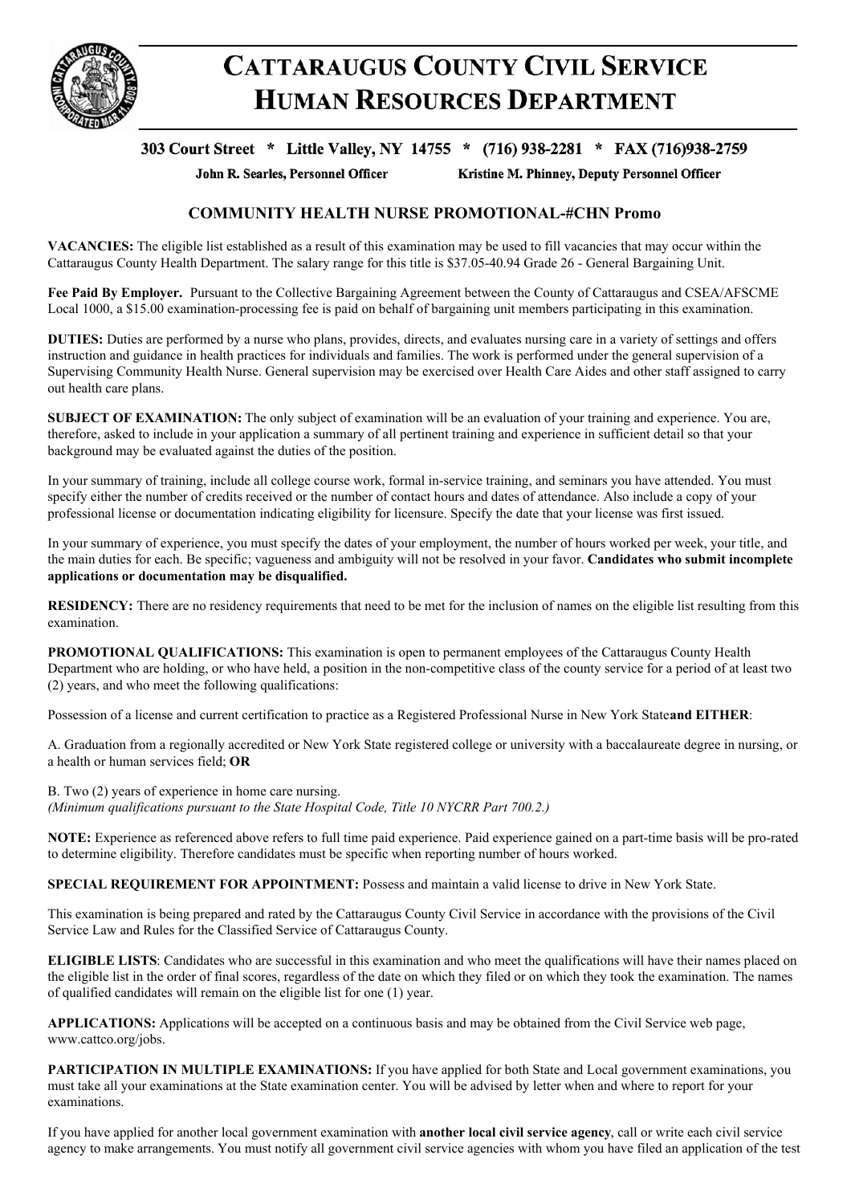# CATTARAUGUS COUNTY CIVIL SERVICE HUMAN RESOURCES DEPARTMENT

**303 Court Street * Little Valley, NY 14755 * (716) 938-2281 * FAX (716)938-2759**

**John R. Searles, Personnel Officer** **Kristine M. Phinney, Deputy Personnel Officer**

## COMMUNITY HEALTH NURSE PROMOTIONAL-#CHN Promo

**VACANCIES:** The eligible list established as a result of this examination may be used to fill vacancies that may occur within the Cattaraugus County Health Department. The salary range for this title is $37.05-40.94 Grade 26 - General Bargaining Unit.

**Fee Paid By Employer.** Pursuant to the Collective Bargaining Agreement between the County of Cattaraugus and CSEA/AFSCME Local 1000, a $15.00 examination-processing fee is paid on behalf of bargaining unit members participating in this examination.

**DUTIES:** Duties are performed by a nurse who plans, provides, directs, and evaluates nursing care in a variety of settings and offers instruction and guidance in health practices for individuals and families. The work is performed under the general supervision of a Supervising Community Health Nurse. General supervision may be exercised over Health Care Aides and other staff assigned to carry out health care plans.

**SUBJECT OF EXAMINATION:** The only subject of examination will be an evaluation of your training and experience. You are, therefore, asked to include in your application a summary of all pertinent training and experience in sufficient detail so that your background may be evaluated against the duties of the position.

In your summary of training, include all college course work, formal in-service training, and seminars you have attended. You must specify either the number of credits received or the number of contact hours and dates of attendance. Also include a copy of your professional license or documentation indicating eligibility for licensure. Specify the date that your license was first issued.

In your summary of experience, you must specify the dates of your employment, the number of hours worked per week, your title, and the main duties for each. Be specific; vagueness and ambiguity will not be resolved in your favor. **Candidates who submit incomplete applications or documentation may be disqualified.**

**RESIDENCY:** There are no residency requirements that need to be met for the inclusion of names on the eligible list resulting from this examination.

**PROMOTIONAL QUALIFICATIONS:** This examination is open to permanent employees of the Cattaraugus County Health Department who are holding, or who have held, a position in the non-competitive class of the county service for a period of at least two (2) years, and who meet the following qualifications:

Possession of a license and current certification to practice as a Registered Professional Nurse in New York State **and EITHER**:

A. Graduation from a regionally accredited or New York State registered college or university with a baccalaureate degree in nursing, or a health or human services field; **OR**

B. Two (2) years of experience in home care nursing.
*(Minimum qualifications pursuant to the State Hospital Code, Title 10 NYCRR Part 700.2.)*

**NOTE:** Experience as referenced above refers to full time paid experience. Paid experience gained on a part-time basis will be pro-rated to determine eligibility. Therefore candidates must be specific when reporting number of hours worked.

**SPECIAL REQUIREMENT FOR APPOINTMENT:** Possess and maintain a valid license to drive in New York State.

This examination is being prepared and rated by the Cattaraugus County Civil Service in accordance with the provisions of the Civil Service Law and Rules for the Classified Service of Cattaraugus County.

**ELIGIBLE LISTS**: Candidates who are successful in this examination and who meet the qualifications will have their names placed on the eligible list in the order of final scores, regardless of the date on which they filed or on which they took the examination. The names of qualified candidates will remain on the eligible list for one (1) year.

**APPLICATIONS:** Applications will be accepted on a continuous basis and may be obtained from the Civil Service web page, www.cattco.org/jobs.

**PARTICIPATION IN MULTIPLE EXAMINATIONS:** If you have applied for both State and Local government examinations, you must take all your examinations at the State examination center. You will be advised by letter when and where to report for your examinations.

If you have applied for another local government examination with **another local civil service agency**, call or write each civil service agency to make arrangements. You must notify all government civil service agencies with whom you have filed an application of the test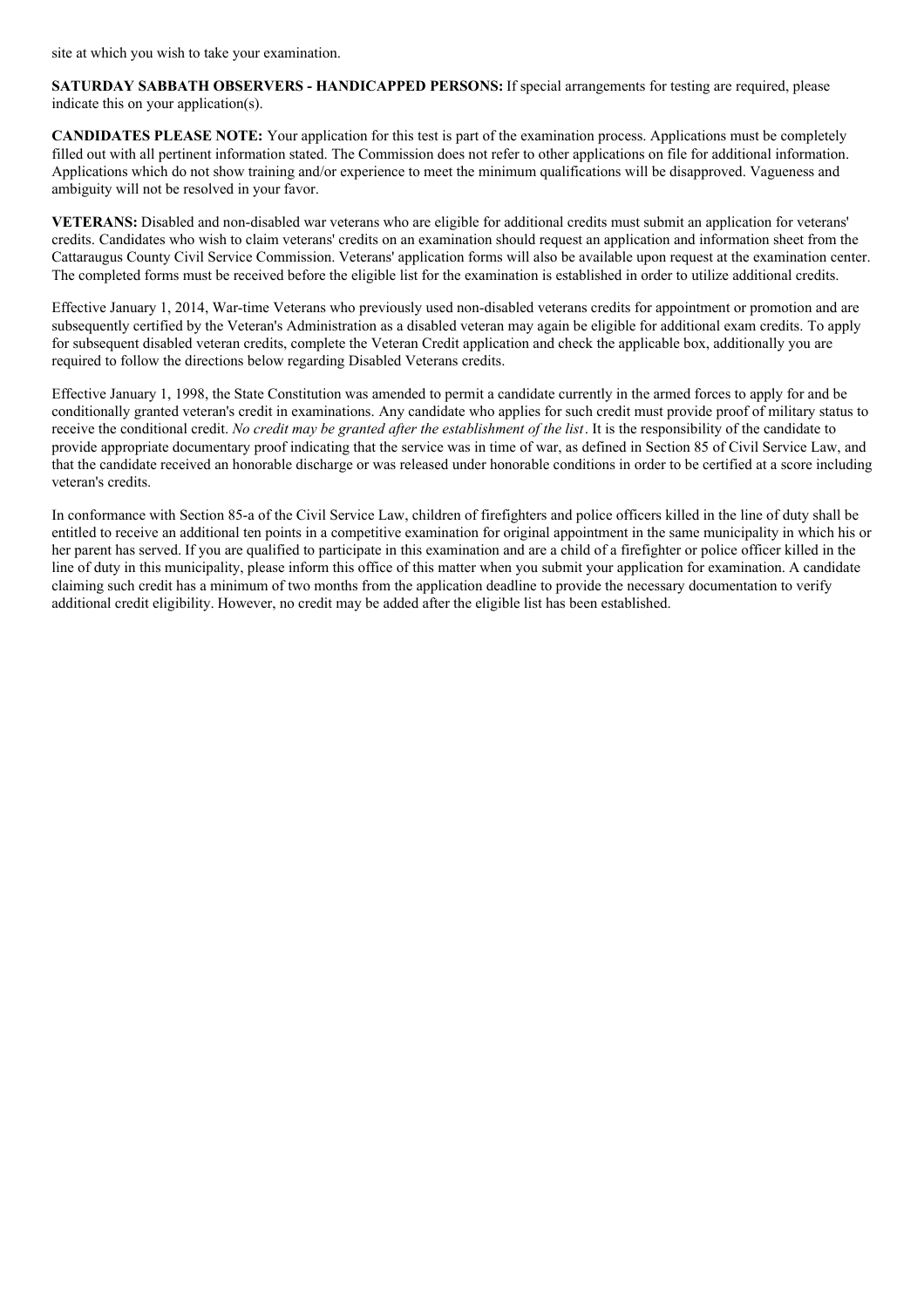site at which you wish to take your examination.

**SATURDAY SABBATH OBSERVERS - HANDICAPPED PERSONS:** If special arrangements for testing are required, please indicate this on your application(s).

**CANDIDATES PLEASE NOTE:** Your application for this test is part of the examination process. Applications must be completely filled out with all pertinent information stated. The Commission does not refer to other applications on file for additional information. Applications which do not show training and/or experience to meet the minimum qualifications will be disapproved. Vagueness and ambiguity will not be resolved in your favor.

**VETERANS:** Disabled and non-disabled war veterans who are eligible for additional credits must submit an application for veterans' credits. Candidates who wish to claim veterans' credits on an examination should request an application and information sheet from the Cattaraugus County Civil Service Commission. Veterans' application forms will also be available upon request at the examination center. The completed forms must be received before the eligible list for the examination is established in order to utilize additional credits.

Effective January 1, 2014, War-time Veterans who previously used non-disabled veterans credits for appointment or promotion and are subsequently certified by the Veteran's Administration as a disabled veteran may again be eligible for additional exam credits. To apply for subsequent disabled veteran credits, complete the Veteran Credit application and check the applicable box, additionally you are required to follow the directions below regarding Disabled Veterans credits.

Effective January 1, 1998, the State Constitution was amended to permit a candidate currently in the armed forces to apply for and be conditionally granted veteran's credit in examinations. Any candidate who applies for such credit must provide proof of military status to receive the conditional credit. *No credit may be granted after the establishment of the list*. It is the responsibility of the candidate to provide appropriate documentary proof indicating that the service was in time of war, as defined in Section 85 of Civil Service Law, and that the candidate received an honorable discharge or was released under honorable conditions in order to be certified at a score including veteran's credits.

In conformance with Section 85-a of the Civil Service Law, children of firefighters and police officers killed in the line of duty shall be entitled to receive an additional ten points in a competitive examination for original appointment in the same municipality in which his or her parent has served. If you are qualified to participate in this examination and are a child of a firefighter or police officer killed in the line of duty in this municipality, please inform this office of this matter when you submit your application for examination. A candidate claiming such credit has a minimum of two months from the application deadline to provide the necessary documentation to verify additional credit eligibility. However, no credit may be added after the eligible list has been established.